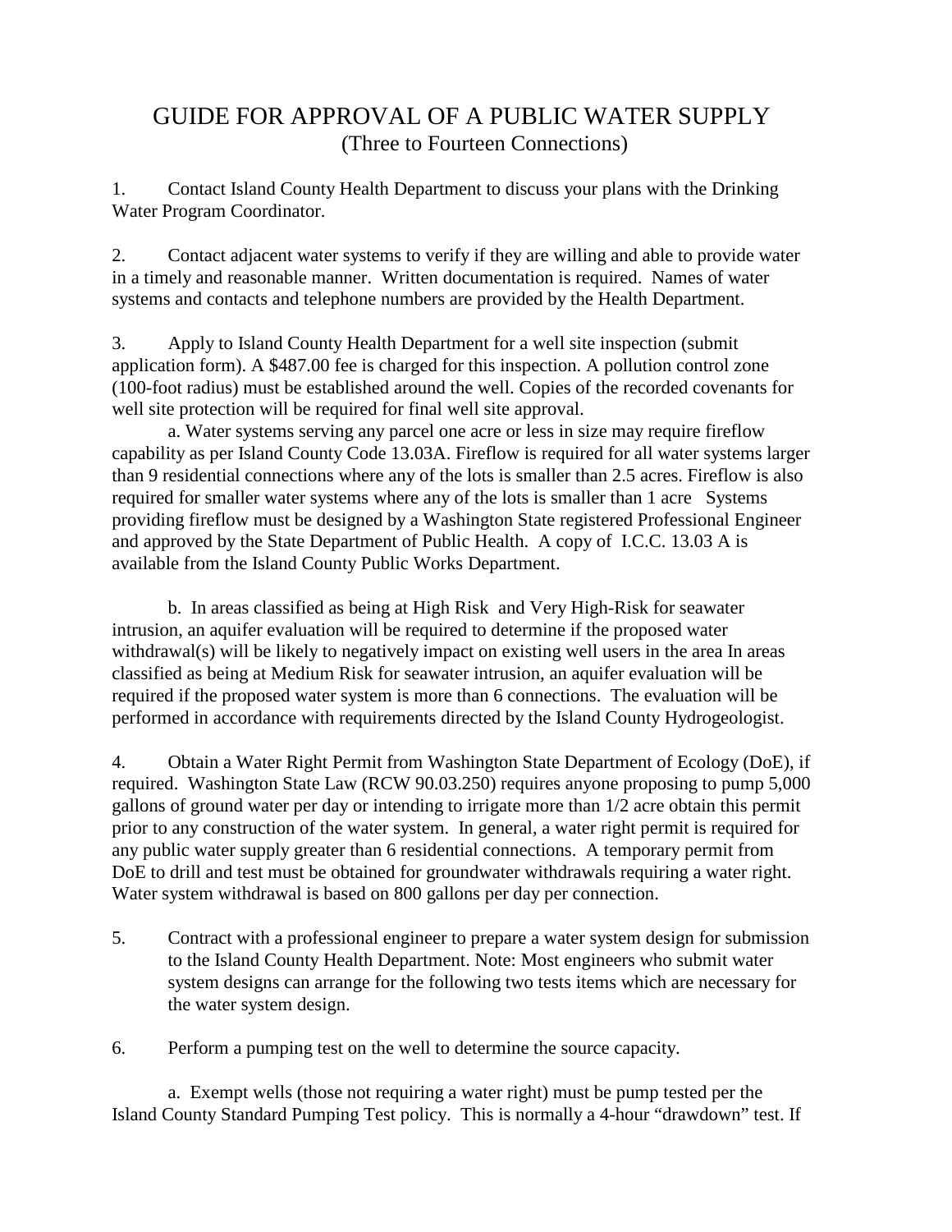# GUIDE FOR APPROVAL OF A PUBLIC WATER SUPPLY

(Three to Fourteen Connections)

1. Contact Island County Health Department to discuss your plans with the Drinking Water Program Coordinator.

2. Contact adjacent water systems to verify if they are willing and able to provide water in a timely and reasonable manner. Written documentation is required. Names of water systems and contacts and telephone numbers are provided by the Health Department.

3. Apply to Island County Health Department for a well site inspection (submit application form). A $487.00 fee is charged for this inspection. A pollution control zone (100-foot radius) must be established around the well. Copies of the recorded covenants for well site protection will be required for final well site approval.

   a. Water systems serving any parcel one acre or less in size may require fireflow capability as per Island County Code 13.03A. Fireflow is required for all water systems larger than 9 residential connections where any of the lots is smaller than 2.5 acres. Fireflow is also required for smaller water systems where any of the lots is smaller than 1 acre Systems providing fireflow must be designed by a Washington State registered Professional Engineer and approved by the State Department of Public Health. A copy of I.C.C. 13.03 A is available from the Island County Public Works Department.

   b. In areas classified as being at High Risk and Very High-Risk for seawater intrusion, an aquifer evaluation will be required to determine if the proposed water withdrawal(s) will be likely to negatively impact on existing well users in the area In areas classified as being at Medium Risk for seawater intrusion, an aquifer evaluation will be required if the proposed water system is more than 6 connections. The evaluation will be performed in accordance with requirements directed by the Island County Hydrogeologist.

4. Obtain a Water Right Permit from Washington State Department of Ecology (DoE), if required. Washington State Law (RCW 90.03.250) requires anyone proposing to pump 5,000 gallons of ground water per day or intending to irrigate more than 1/2 acre obtain this permit prior to any construction of the water system. In general, a water right permit is required for any public water supply greater than 6 residential connections. A temporary permit from DoE to drill and test must be obtained for groundwater withdrawals requiring a water right. Water system withdrawal is based on 800 gallons per day per connection.

5. Contract with a professional engineer to prepare a water system design for submission to the Island County Health Department. Note: Most engineers who submit water system designs can arrange for the following two tests items which are necessary for the water system design.

6. Perform a pumping test on the well to determine the source capacity.

   a. Exempt wells (those not requiring a water right) must be pump tested per the Island County Standard Pumping Test policy. This is normally a 4-hour "drawdown" test. If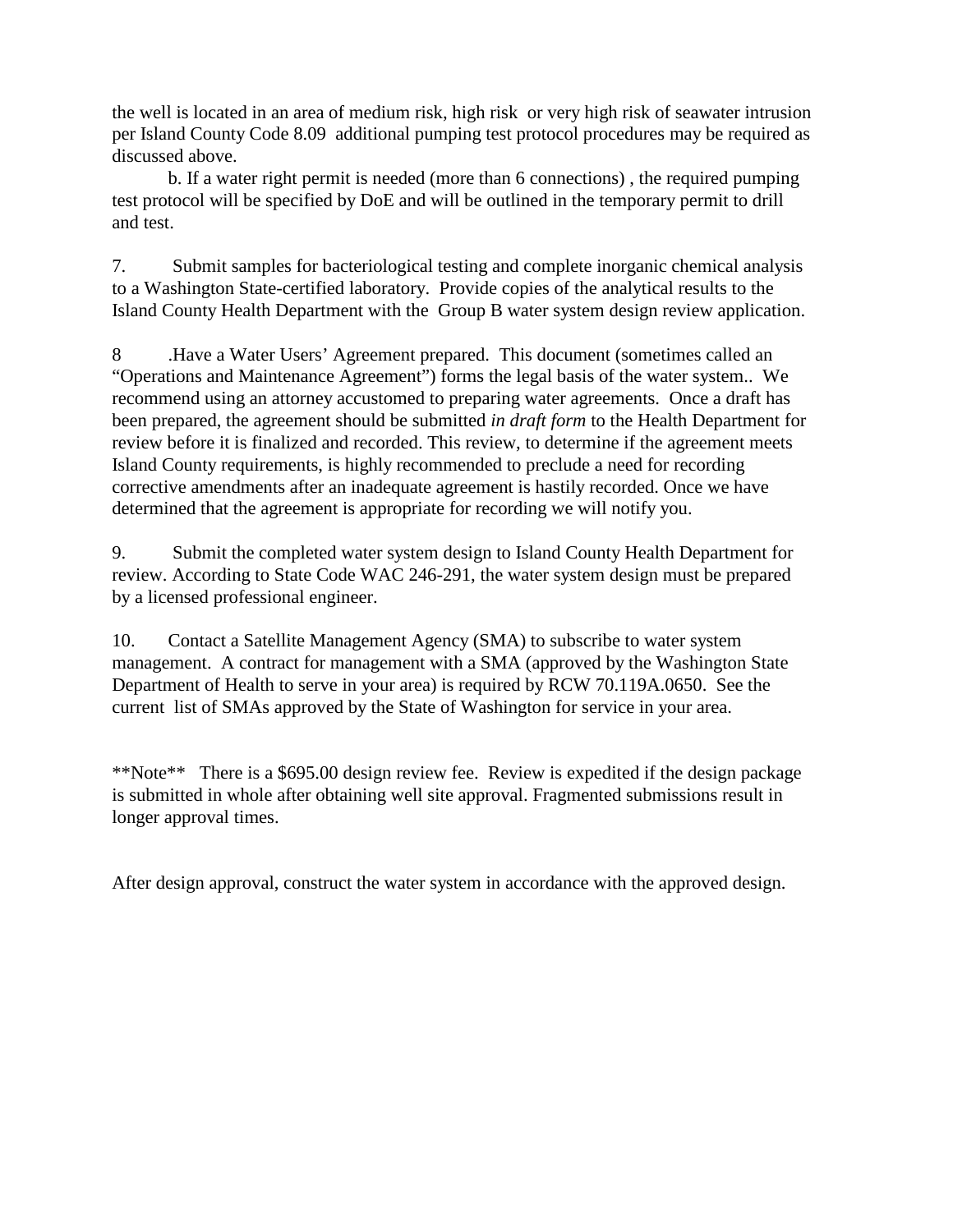the well is located in an area of medium risk, high risk or very high risk of seawater intrusion per Island County Code 8.09 additional pumping test protocol procedures may be required as discussed above.

b. If a water right permit is needed (more than 6 connections) , the required pumping test protocol will be specified by DoE and will be outlined in the temporary permit to drill and test.

7. Submit samples for bacteriological testing and complete inorganic chemical analysis to a Washington State-certified laboratory. Provide copies of the analytical results to the Island County Health Department with the Group B water system design review application.

8 .Have a Water Users' Agreement prepared. This document (sometimes called an "Operations and Maintenance Agreement") forms the legal basis of the water system.. We recommend using an attorney accustomed to preparing water agreements. Once a draft has been prepared, the agreement should be submitted *in draft form* to the Health Department for review before it is finalized and recorded. This review, to determine if the agreement meets Island County requirements, is highly recommended to preclude a need for recording corrective amendments after an inadequate agreement is hastily recorded. Once we have determined that the agreement is appropriate for recording we will notify you.

9. Submit the completed water system design to Island County Health Department for review. According to State Code WAC 246-291, the water system design must be prepared by a licensed professional engineer.

10. Contact a Satellite Management Agency (SMA) to subscribe to water system management. A contract for management with a SMA (approved by the Washington State Department of Health to serve in your area) is required by RCW 70.119A.0650. See the current list of SMAs approved by the State of Washington for service in your area.

**Note** There is a $695.00 design review fee. Review is expedited if the design package is submitted in whole after obtaining well site approval. Fragmented submissions result in longer approval times.

After design approval, construct the water system in accordance with the approved design.